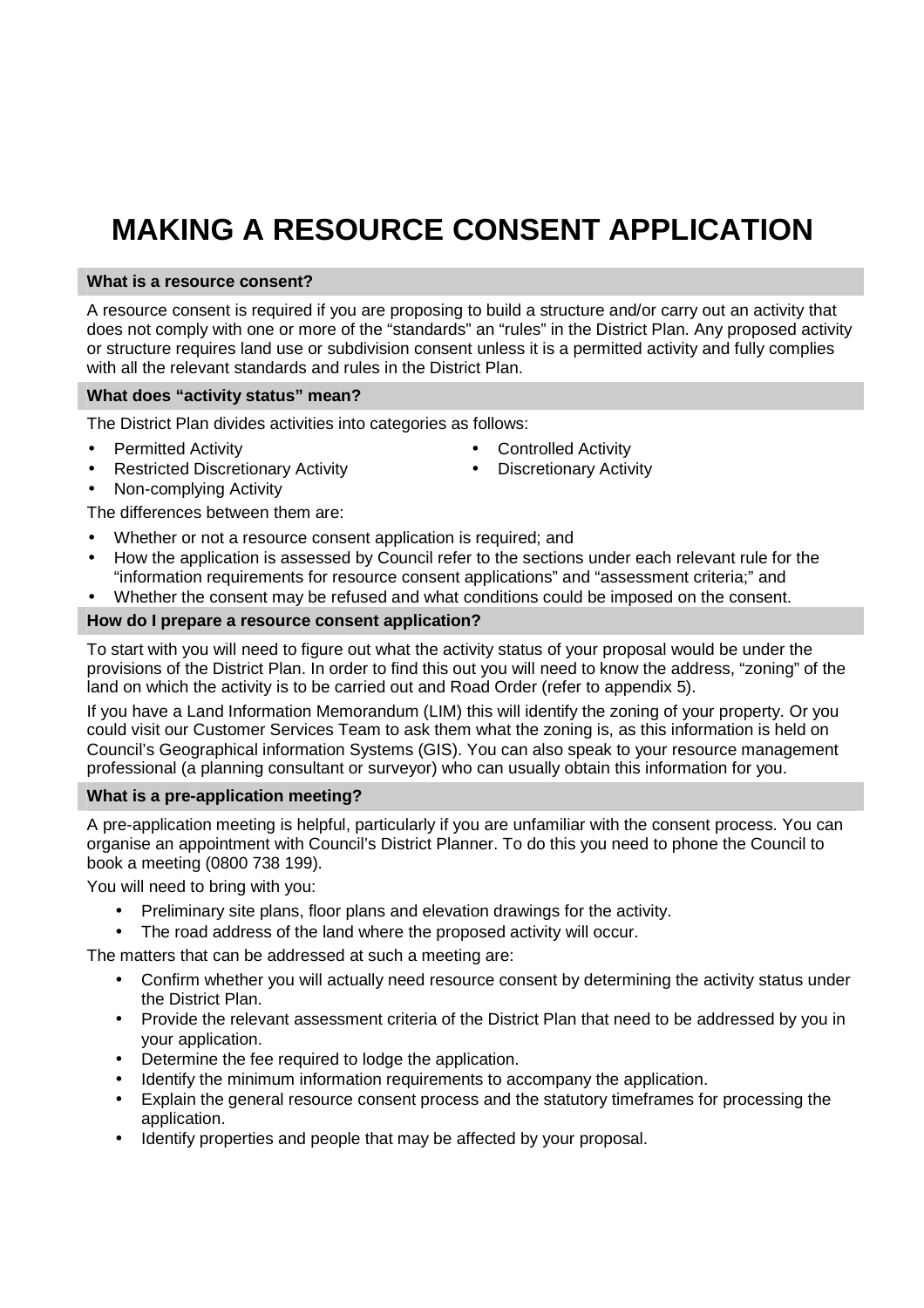# MAKING A RESOURCE CONSENT APPLICATION

### What is a resource consent?

A resource consent is required if you are proposing to build a structure and/or carry out an activity that does not comply with one or more of the "standards" an "rules" in the District Plan. Any proposed activity or structure requires land use or subdivision consent unless it is a permitted activity and fully complies with all the relevant standards and rules in the District Plan.

### What does "activity status" mean?

The District Plan divides activities into categories as follows:

- Permitted Activity
- Controlled Activity
- Restricted Discretionary Activity
- Discretionary Activity
- Non-complying Activity

The differences between them are:

- Whether or not a resource consent application is required; and
- How the application is assessed by Council refer to the sections under each relevant rule for the "information requirements for resource consent applications" and "assessment criteria;" and
- Whether the consent may be refused and what conditions could be imposed on the consent.

### How do I prepare a resource consent application?

To start with you will need to figure out what the activity status of your proposal would be under the provisions of the District Plan. In order to find this out you will need to know the address, "zoning" of the land on which the activity is to be carried out and Road Order (refer to appendix 5).

If you have a Land Information Memorandum (LIM) this will identify the zoning of your property. Or you could visit our Customer Services Team to ask them what the zoning is, as this information is held on Council's Geographical information Systems (GIS). You can also speak to your resource management professional (a planning consultant or surveyor) who can usually obtain this information for you.

### What is a pre-application meeting?

A pre-application meeting is helpful, particularly if you are unfamiliar with the consent process. You can organise an appointment with Council's District Planner. To do this you need to phone the Council to book a meeting (0800 738 199).

You will need to bring with you:

- Preliminary site plans, floor plans and elevation drawings for the activity.
- The road address of the land where the proposed activity will occur.

The matters that can be addressed at such a meeting are:

- Confirm whether you will actually need resource consent by determining the activity status under the District Plan.
- Provide the relevant assessment criteria of the District Plan that need to be addressed by you in your application.
- Determine the fee required to lodge the application.
- Identify the minimum information requirements to accompany the application.
- Explain the general resource consent process and the statutory timeframes for processing the application.
- Identify properties and people that may be affected by your proposal.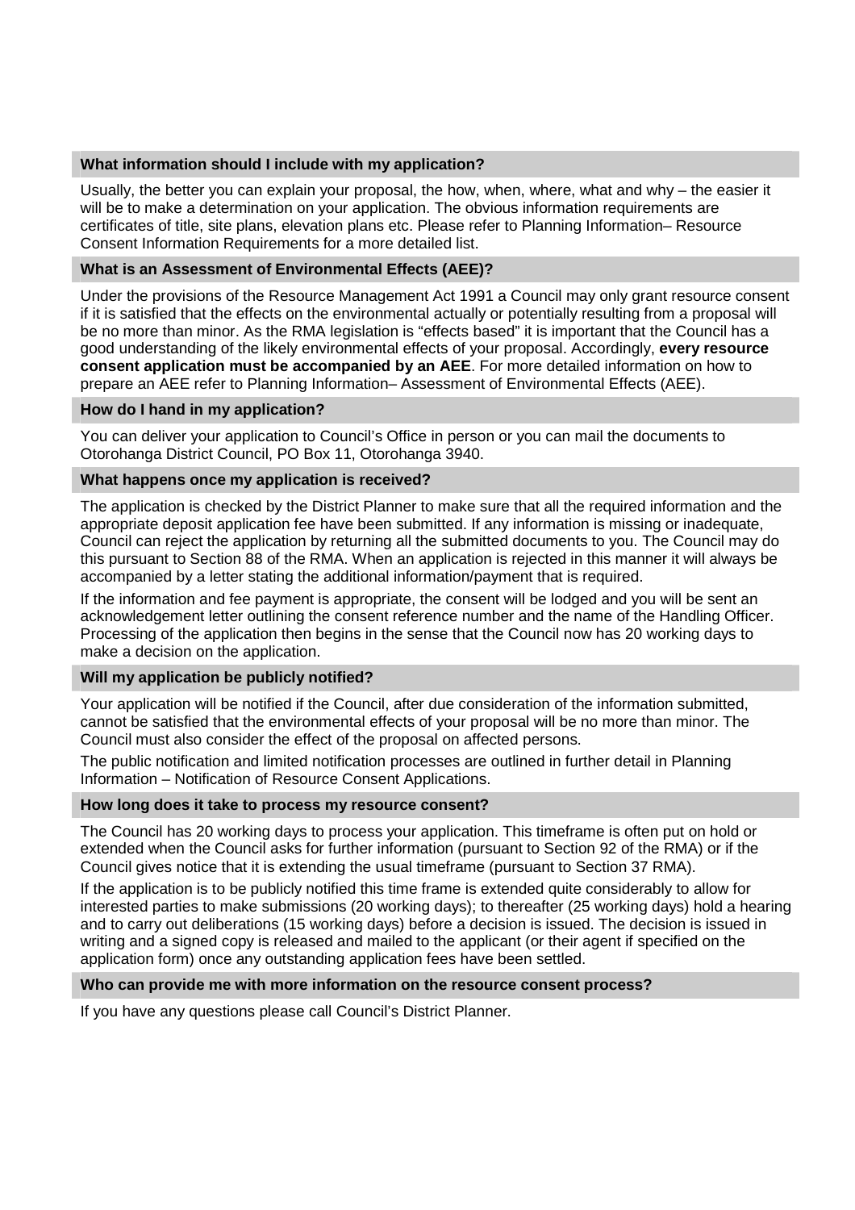### What information should I include with my application?

Usually, the better you can explain your proposal, the how, when, where, what and why – the easier it will be to make a determination on your application. The obvious information requirements are certificates of title, site plans, elevation plans etc. Please refer to Planning Information– Resource Consent Information Requirements for a more detailed list.

### What is an Assessment of Environmental Effects (AEE)?

Under the provisions of the Resource Management Act 1991 a Council may only grant resource consent if it is satisfied that the effects on the environmental actually or potentially resulting from a proposal will be no more than minor. As the RMA legislation is "effects based" it is important that the Council has a good understanding of the likely environmental effects of your proposal. Accordingly, **every resource consent application must be accompanied by an AEE**. For more detailed information on how to prepare an AEE refer to Planning Information– Assessment of Environmental Effects (AEE).

### How do I hand in my application?

You can deliver your application to Council's Office in person or you can mail the documents to Otorohanga District Council, PO Box 11, Otorohanga 3940.

### What happens once my application is received?

The application is checked by the District Planner to make sure that all the required information and the appropriate deposit application fee have been submitted. If any information is missing or inadequate, Council can reject the application by returning all the submitted documents to you. The Council may do this pursuant to Section 88 of the RMA. When an application is rejected in this manner it will always be accompanied by a letter stating the additional information/payment that is required.

If the information and fee payment is appropriate, the consent will be lodged and you will be sent an acknowledgement letter outlining the consent reference number and the name of the Handling Officer. Processing of the application then begins in the sense that the Council now has 20 working days to make a decision on the application.

### Will my application be publicly notified?

Your application will be notified if the Council, after due consideration of the information submitted, cannot be satisfied that the environmental effects of your proposal will be no more than minor. The Council must also consider the effect of the proposal on affected persons.

The public notification and limited notification processes are outlined in further detail in Planning Information – Notification of Resource Consent Applications.

### How long does it take to process my resource consent?

The Council has 20 working days to process your application. This timeframe is often put on hold or extended when the Council asks for further information (pursuant to Section 92 of the RMA) or if the Council gives notice that it is extending the usual timeframe (pursuant to Section 37 RMA).

If the application is to be publicly notified this time frame is extended quite considerably to allow for interested parties to make submissions (20 working days); to thereafter (25 working days) hold a hearing and to carry out deliberations (15 working days) before a decision is issued. The decision is issued in writing and a signed copy is released and mailed to the applicant (or their agent if specified on the application form) once any outstanding application fees have been settled.

### Who can provide me with more information on the resource consent process?

If you have any questions please call Council's District Planner.